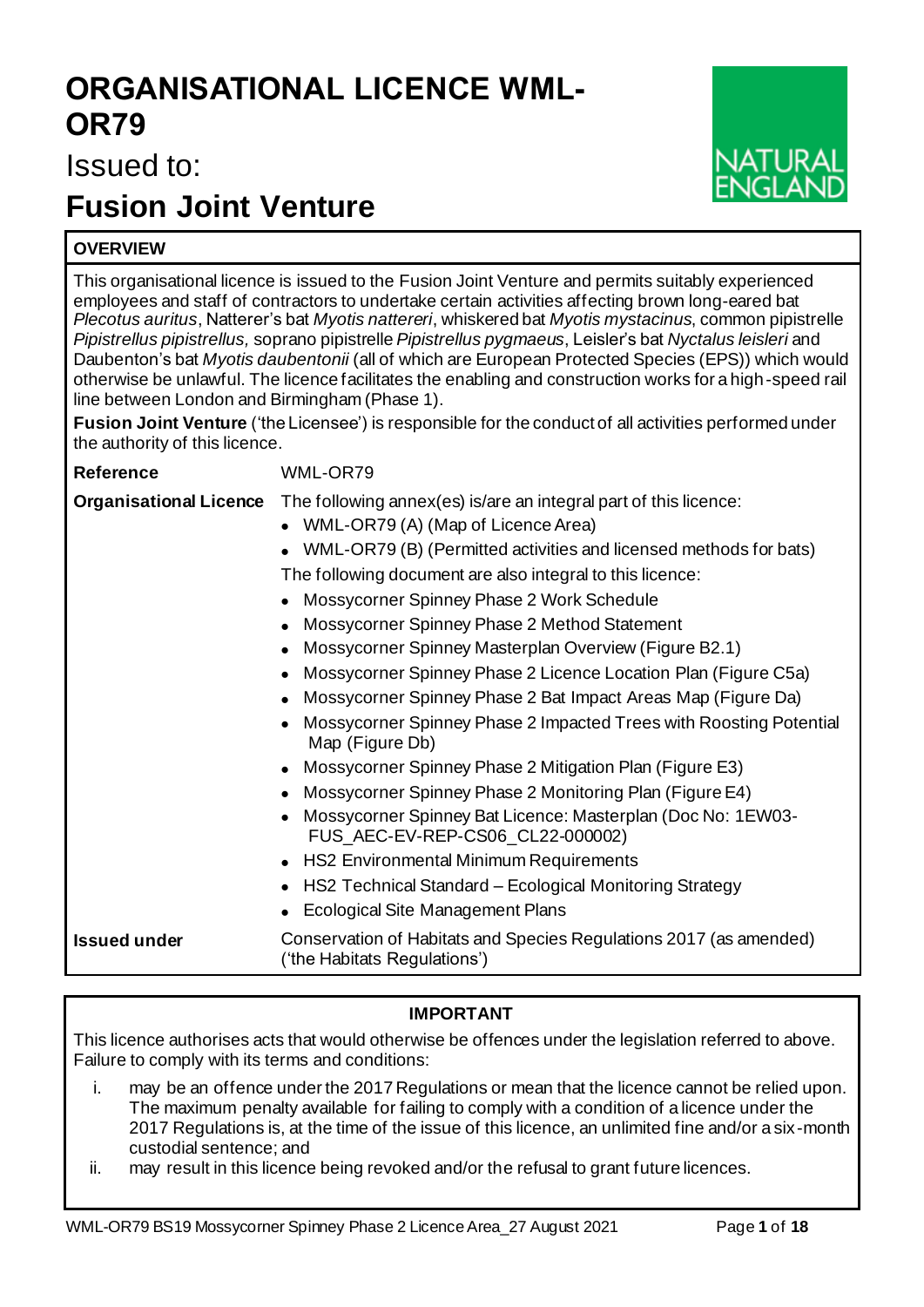# ORGANISATIONAL LICENCE WML-OR79

Issued to:

# Fusion Joint Venture

| OVERVIEW | |
|---|---|
| This organisational licence is issued to the Fusion Joint Venture and permits suitably experienced employees and staff of contractors to undertake certain activities affecting brown long-eared bat *Plecotus auritus*, Natterer's bat *Myotis nattereri*, whiskered bat *Myotis mystacinus*, common pipistrelle *Pipistrellus pipistrellus,* soprano pipistrelle *Pipistrellus pygmaeus*, Leisler's bat *Nyctalus leisleri* and Daubenton's bat *Myotis daubentonii* (all of which are European Protected Species (EPS)) which would otherwise be unlawful. The licence facilitates the enabling and construction works for a high-speed rail line between London and Birmingham (Phase 1). **Fusion Joint Venture** ('the Licensee') is responsible for the conduct of all activities performed under the authority of this licence. | |
| **Reference** | WML-OR79 |
| **Organisational Licence** | The following annex(es) is/are an integral part of this licence:<br>• WML-OR79 (A) (Map of Licence Area)<br>• WML-OR79 (B) (Permitted activities and licensed methods for bats)<br>The following document are also integral to this licence:<br>• Mossycorner Spinney Phase 2 Work Schedule<br>• Mossycorner Spinney Phase 2 Method Statement<br>• Mossycorner Spinney Masterplan Overview (Figure B2.1)<br>• Mossycorner Spinney Phase 2 Licence Location Plan (Figure C5a)<br>• Mossycorner Spinney Phase 2 Bat Impact Areas Map (Figure Da)<br>• Mossycorner Spinney Phase 2 Impacted Trees with Roosting Potential Map (Figure Db)<br>• Mossycorner Spinney Phase 2 Mitigation Plan (Figure E3)<br>• Mossycorner Spinney Phase 2 Monitoring Plan (Figure E4)<br>• Mossycorner Spinney Bat Licence: Masterplan (Doc No: 1EW03-FUS_AEC-EV-REP-CS06_CL22-000002)<br>• HS2 Environmental Minimum Requirements<br>• HS2 Technical Standard – Ecological Monitoring Strategy<br>• Ecological Site Management Plans |
| **Issued under** | Conservation of Habitats and Species Regulations 2017 (as amended) ('the Habitats Regulations') |

**IMPORTANT**

This licence authorises acts that would otherwise be offences under the legislation referred to above. Failure to comply with its terms and conditions:

i. may be an offence under the 2017 Regulations or mean that the licence cannot be relied upon. The maximum penalty available for failing to comply with a condition of a licence under the 2017 Regulations is, at the time of the issue of this licence, an unlimited fine and/or a six-month custodial sentence; and

ii. may result in this licence being revoked and/or the refusal to grant future licences.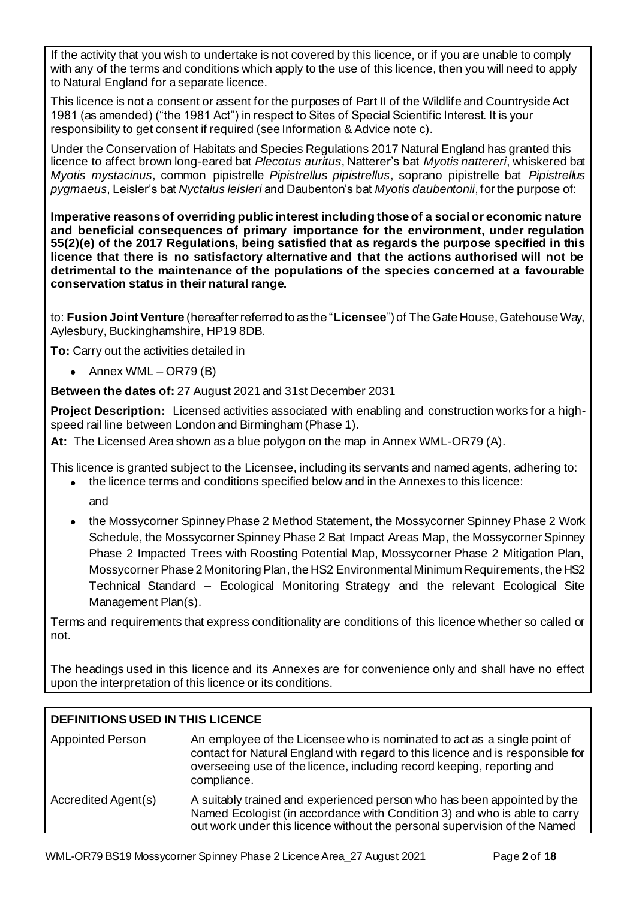If the activity that you wish to undertake is not covered by this licence, or if you are unable to comply with any of the terms and conditions which apply to the use of this licence, then you will need to apply to Natural England for a separate licence.

This licence is not a consent or assent for the purposes of Part II of the Wildlife and Countryside Act 1981 (as amended) ("the 1981 Act") in respect to Sites of Special Scientific Interest. It is your responsibility to get consent if required (see Information & Advice note c).

Under the Conservation of Habitats and Species Regulations 2017 Natural England has granted this licence to affect brown long-eared bat *Plecotus auritus*, Natterer's bat *Myotis nattereri*, whiskered bat *Myotis mystacinus*, common pipistrelle *Pipistrellus pipistrellus*, soprano pipistrelle bat *Pipistrellus pygmaeus*, Leisler's bat *Nyctalus leisleri* and Daubenton's bat *Myotis daubentonii*, for the purpose of:

**Imperative reasons of overriding public interest including those of a social or economic nature and beneficial consequences of primary importance for the environment, under regulation 55(2)(e) of the 2017 Regulations, being satisfied that as regards the purpose specified in this licence that there is no satisfactory alternative and that the actions authorised will not be detrimental to the maintenance of the populations of the species concerned at a favourable conservation status in their natural range.**

to: **Fusion Joint Venture** (hereafter referred to as the "**Licensee**") of The Gate House, Gatehouse Way, Aylesbury, Buckinghamshire, HP19 8DB.

**To:** Carry out the activities detailed in

- Annex WML – OR79 (B)

**Between the dates of:** 27 August 2021 and 31st December 2031

**Project Description:** Licensed activities associated with enabling and construction works for a high-speed rail line between London and Birmingham (Phase 1).

**At:** The Licensed Area shown as a blue polygon on the map in Annex WML-OR79 (A).

This licence is granted subject to the Licensee, including its servants and named agents, adhering to:

- the licence terms and conditions specified below and in the Annexes to this licence:

  and

- the Mossycorner Spinney Phase 2 Method Statement, the Mossycorner Spinney Phase 2 Work Schedule, the Mossycorner Spinney Phase 2 Bat Impact Areas Map, the Mossycorner Spinney Phase 2 Impacted Trees with Roosting Potential Map, Mossycorner Phase 2 Mitigation Plan, Mossycorner Phase 2 Monitoring Plan, the HS2 Environmental Minimum Requirements, the HS2 Technical Standard – Ecological Monitoring Strategy and the relevant Ecological Site Management Plan(s).

Terms and requirements that express conditionality are conditions of this licence whether so called or not.

The headings used in this licence and its Annexes are for convenience only and shall have no effect upon the interpretation of this licence or its conditions.

## DEFINITIONS USED IN THIS LICENCE

| | |
|---|---|
| Appointed Person | An employee of the Licensee who is nominated to act as a single point of contact for Natural England with regard to this licence and is responsible for overseeing use of the licence, including record keeping, reporting and compliance. |
| Accredited Agent(s) | A suitably trained and experienced person who has been appointed by the Named Ecologist (in accordance with Condition 3) and who is able to carry out work under this licence without the personal supervision of the Named |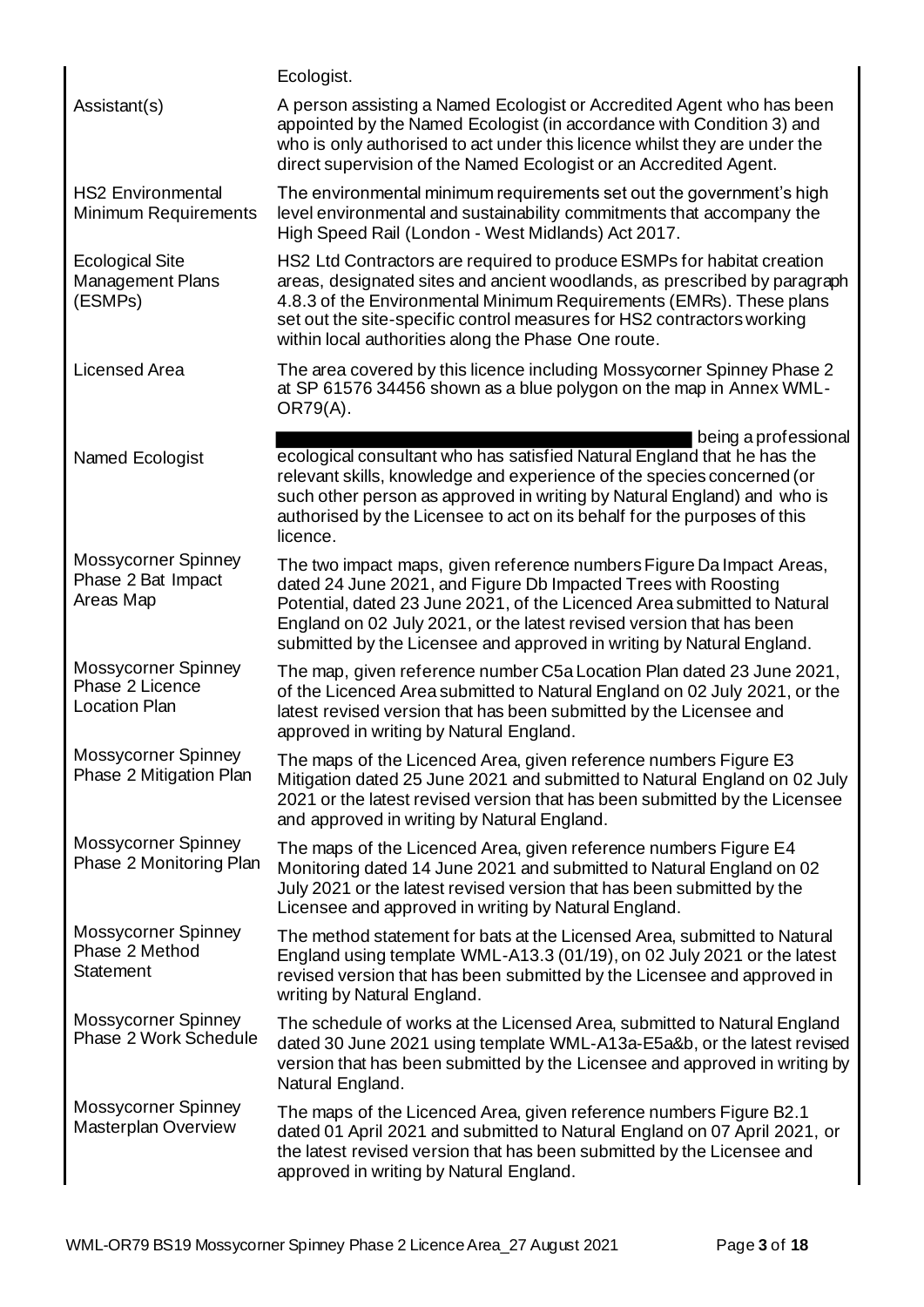| | |
|---|---|
| | Ecologist. |
| Assistant(s) | A person assisting a Named Ecologist or Accredited Agent who has been appointed by the Named Ecologist (in accordance with Condition 3) and who is only authorised to act under this licence whilst they are under the direct supervision of the Named Ecologist or an Accredited Agent. |
| HS2 Environmental Minimum Requirements | The environmental minimum requirements set out the government's high level environmental and sustainability commitments that accompany the High Speed Rail (London - West Midlands) Act 2017. |
| Ecological Site Management Plans (ESMPs) | HS2 Ltd Contractors are required to produce ESMPs for habitat creation areas, designated sites and ancient woodlands, as prescribed by paragraph 4.8.3 of the Environmental Minimum Requirements (EMRs). These plans set out the site-specific control measures for HS2 contractors working within local authorities along the Phase One route. |
| Licensed Area | The area covered by this licence including Mossycorner Spinney Phase 2 at SP 61576 34456 shown as a blue polygon on the map in Annex WML-OR79(A). |
| Named Ecologist | [redacted] being a professional ecological consultant who has satisfied Natural England that he has the relevant skills, knowledge and experience of the species concerned (or such other person as approved in writing by Natural England) and who is authorised by the Licensee to act on its behalf for the purposes of this licence. |
| Mossycorner Spinney Phase 2 Bat Impact Areas Map | The two impact maps, given reference numbers Figure Da Impact Areas, dated 24 June 2021, and Figure Db Impacted Trees with Roosting Potential, dated 23 June 2021, of the Licenced Area submitted to Natural England on 02 July 2021, or the latest revised version that has been submitted by the Licensee and approved in writing by Natural England. |
| Mossycorner Spinney Phase 2 Licence Location Plan | The map, given reference number C5a Location Plan dated 23 June 2021, of the Licenced Area submitted to Natural England on 02 July 2021, or the latest revised version that has been submitted by the Licensee and approved in writing by Natural England. |
| Mossycorner Spinney Phase 2 Mitigation Plan | The maps of the Licenced Area, given reference numbers Figure E3 Mitigation dated 25 June 2021 and submitted to Natural England on 02 July 2021 or the latest revised version that has been submitted by the Licensee and approved in writing by Natural England. |
| Mossycorner Spinney Phase 2 Monitoring Plan | The maps of the Licenced Area, given reference numbers Figure E4 Monitoring dated 14 June 2021 and submitted to Natural England on 02 July 2021 or the latest revised version that has been submitted by the Licensee and approved in writing by Natural England. |
| Mossycorner Spinney Phase 2 Method Statement | The method statement for bats at the Licensed Area, submitted to Natural England using template WML-A13.3 (01/19), on 02 July 2021 or the latest revised version that has been submitted by the Licensee and approved in writing by Natural England. |
| Mossycorner Spinney Phase 2 Work Schedule | The schedule of works at the Licensed Area, submitted to Natural England dated 30 June 2021 using template WML-A13a-E5a&b, or the latest revised version that has been submitted by the Licensee and approved in writing by Natural England. |
| Mossycorner Spinney Masterplan Overview | The maps of the Licenced Area, given reference numbers Figure B2.1 dated 01 April 2021 and submitted to Natural England on 07 April 2021, or the latest revised version that has been submitted by the Licensee and approved in writing by Natural England. |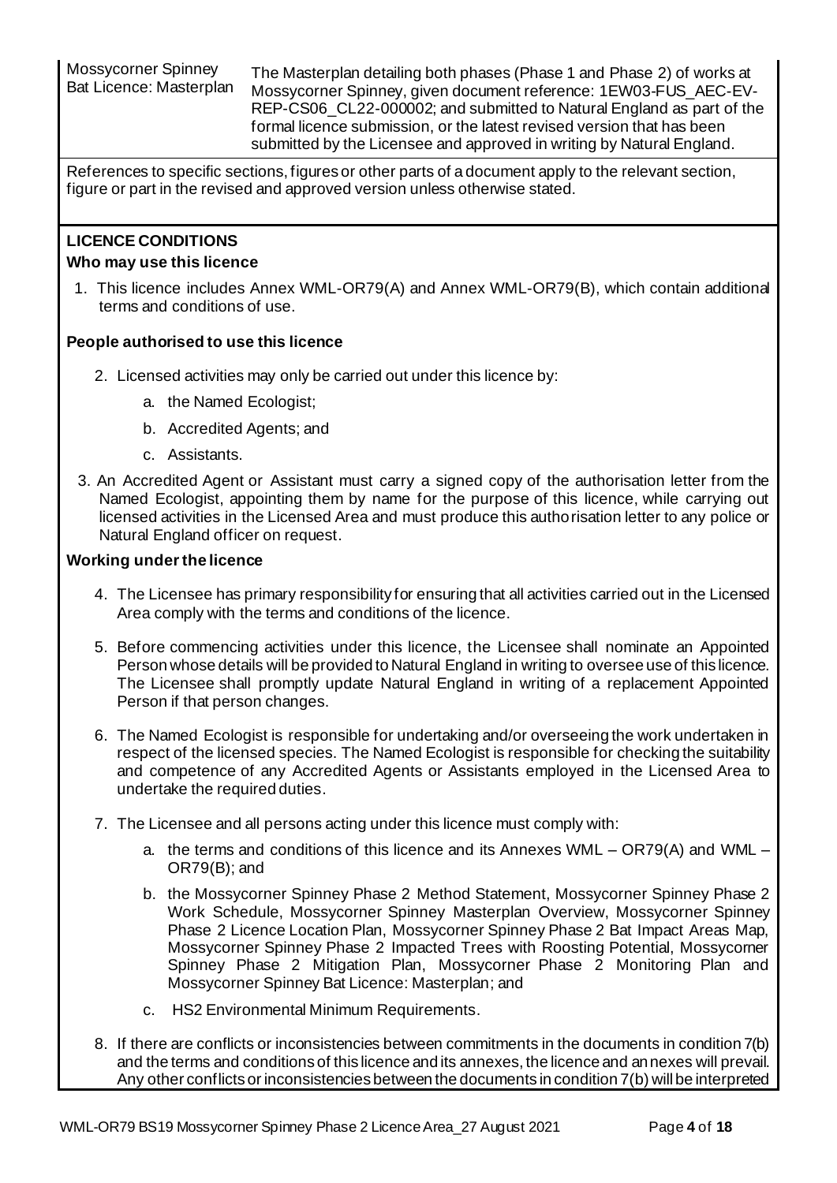| | |
|---|---|
| Mossycorner Spinney Bat Licence: Masterplan | The Masterplan detailing both phases (Phase 1 and Phase 2) of works at Mossycorner Spinney, given document reference: 1EW03-FUS_AEC-EV-REP-CS06_CL22-000002; and submitted to Natural England as part of the formal licence submission, or the latest revised version that has been submitted by the Licensee and approved in writing by Natural England. |

References to specific sections, figures or other parts of a document apply to the relevant section, figure or part in the revised and approved version unless otherwise stated.

## LICENCE CONDITIONS

### Who may use this licence

1. This licence includes Annex WML-OR79(A) and Annex WML-OR79(B), which contain additional terms and conditions of use.

### People authorised to use this licence

2. Licensed activities may only be carried out under this licence by:
   a. the Named Ecologist;
   b. Accredited Agents; and
   c. Assistants.
3. An Accredited Agent or Assistant must carry a signed copy of the authorisation letter from the Named Ecologist, appointing them by name for the purpose of this licence, while carrying out licensed activities in the Licensed Area and must produce this authorisation letter to any police or Natural England officer on request.

### Working under the licence

4. The Licensee has primary responsibility for ensuring that all activities carried out in the Licensed Area comply with the terms and conditions of the licence.
5. Before commencing activities under this licence, the Licensee shall nominate an Appointed Person whose details will be provided to Natural England in writing to oversee use of this licence. The Licensee shall promptly update Natural England in writing of a replacement Appointed Person if that person changes.
6. The Named Ecologist is responsible for undertaking and/or overseeing the work undertaken in respect of the licensed species. The Named Ecologist is responsible for checking the suitability and competence of any Accredited Agents or Assistants employed in the Licensed Area to undertake the required duties.
7. The Licensee and all persons acting under this licence must comply with:
   a. the terms and conditions of this licence and its Annexes WML – OR79(A) and WML – OR79(B); and
   b. the Mossycorner Spinney Phase 2 Method Statement, Mossycorner Spinney Phase 2 Work Schedule, Mossycorner Spinney Masterplan Overview, Mossycorner Spinney Phase 2 Licence Location Plan, Mossycorner Spinney Phase 2 Bat Impact Areas Map, Mossycorner Spinney Phase 2 Impacted Trees with Roosting Potential, Mossycorner Spinney Phase 2 Mitigation Plan, Mossycorner Phase 2 Monitoring Plan and Mossycorner Spinney Bat Licence: Masterplan; and
   c. HS2 Environmental Minimum Requirements.
8. If there are conflicts or inconsistencies between commitments in the documents in condition 7(b) and the terms and conditions of this licence and its annexes, the licence and annexes will prevail. Any other conflicts or inconsistencies between the documents in condition 7(b) will be interpreted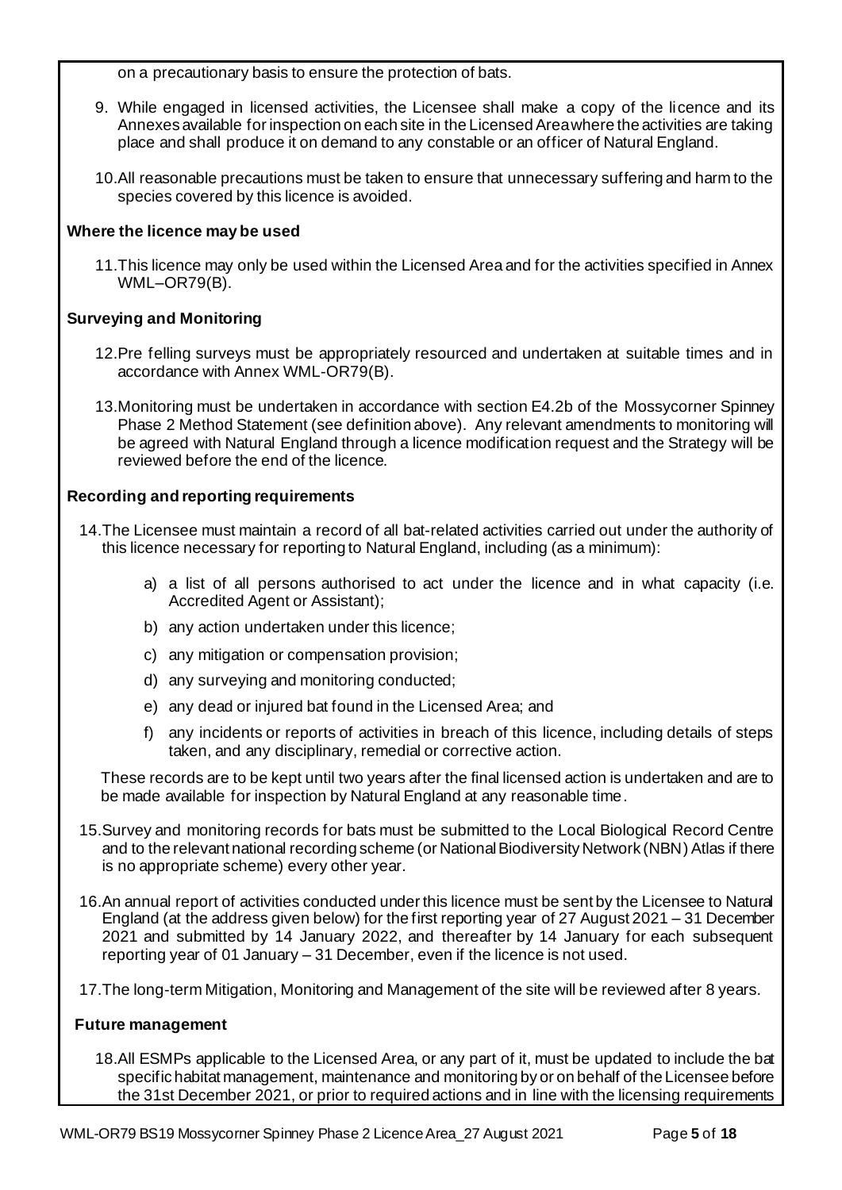on a precautionary basis to ensure the protection of bats.

9. While engaged in licensed activities, the Licensee shall make a copy of the licence and its Annexes available for inspection on each site in the Licensed Area where the activities are taking place and shall produce it on demand to any constable or an officer of Natural England.

10. All reasonable precautions must be taken to ensure that unnecessary suffering and harm to the species covered by this licence is avoided.

**Where the licence may be used**

11. This licence may only be used within the Licensed Area and for the activities specified in Annex WML–OR79(B).

**Surveying and Monitoring**

12. Pre felling surveys must be appropriately resourced and undertaken at suitable times and in accordance with Annex WML-OR79(B).

13. Monitoring must be undertaken in accordance with section E4.2b of the Mossycorner Spinney Phase 2 Method Statement (see definition above). Any relevant amendments to monitoring will be agreed with Natural England through a licence modification request and the Strategy will be reviewed before the end of the licence.

**Recording and reporting requirements**

14. The Licensee must maintain a record of all bat-related activities carried out under the authority of this licence necessary for reporting to Natural England, including (as a minimum):

    a) a list of all persons authorised to act under the licence and in what capacity (i.e. Accredited Agent or Assistant);

    b) any action undertaken under this licence;

    c) any mitigation or compensation provision;

    d) any surveying and monitoring conducted;

    e) any dead or injured bat found in the Licensed Area; and

    f) any incidents or reports of activities in breach of this licence, including details of steps taken, and any disciplinary, remedial or corrective action.

    These records are to be kept until two years after the final licensed action is undertaken and are to be made available for inspection by Natural England at any reasonable time.

15. Survey and monitoring records for bats must be submitted to the Local Biological Record Centre and to the relevant national recording scheme (or National Biodiversity Network (NBN) Atlas if there is no appropriate scheme) every other year.

16. An annual report of activities conducted under this licence must be sent by the Licensee to Natural England (at the address given below) for the first reporting year of 27 August 2021 – 31 December 2021 and submitted by 14 January 2022, and thereafter by 14 January for each subsequent reporting year of 01 January – 31 December, even if the licence is not used.

17. The long-term Mitigation, Monitoring and Management of the site will be reviewed after 8 years.

**Future management**

18. All ESMPs applicable to the Licensed Area, or any part of it, must be updated to include the bat specific habitat management, maintenance and monitoring by or on behalf of the Licensee before the 31st December 2021, or prior to required actions and in line with the licensing requirements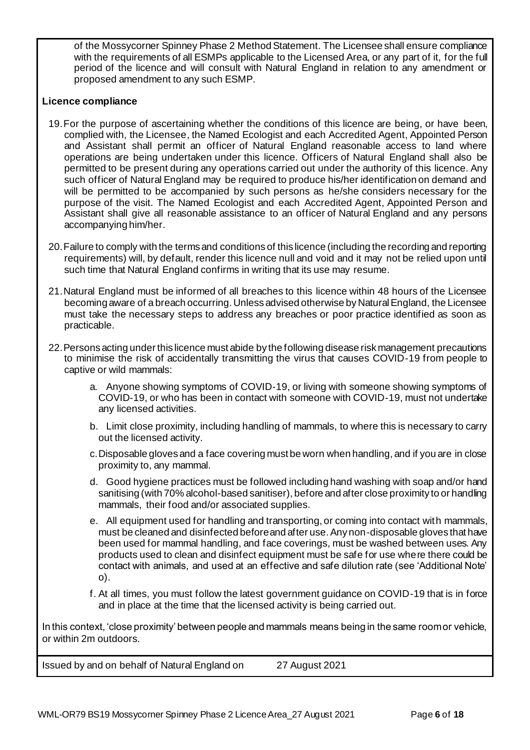of the Mossycorner Spinney Phase 2 Method Statement. The Licensee shall ensure compliance with the requirements of all ESMPs applicable to the Licensed Area, or any part of it, for the full period of the licence and will consult with Natural England in relation to any amendment or proposed amendment to any such ESMP.

**Licence compliance**

19. For the purpose of ascertaining whether the conditions of this licence are being, or have been, complied with, the Licensee, the Named Ecologist and each Accredited Agent, Appointed Person and Assistant shall permit an officer of Natural England reasonable access to land where operations are being undertaken under this licence. Officers of Natural England shall also be permitted to be present during any operations carried out under the authority of this licence. Any such officer of Natural England may be required to produce his/her identification on demand and will be permitted to be accompanied by such persons as he/she considers necessary for the purpose of the visit. The Named Ecologist and each Accredited Agent, Appointed Person and Assistant shall give all reasonable assistance to an officer of Natural England and any persons accompanying him/her.

20. Failure to comply with the terms and conditions of this licence (including the recording and reporting requirements) will, by default, render this licence null and void and it may not be relied upon until such time that Natural England confirms in writing that its use may resume.

21. Natural England must be informed of all breaches to this licence within 48 hours of the Licensee becoming aware of a breach occurring. Unless advised otherwise by Natural England, the Licensee must take the necessary steps to address any breaches or poor practice identified as soon as practicable.

22. Persons acting under this licence must abide by the following disease risk management precautions to minimise the risk of accidentally transmitting the virus that causes COVID-19 from people to captive or wild mammals:

    a. Anyone showing symptoms of COVID-19, or living with someone showing symptoms of COVID-19, or who has been in contact with someone with COVID-19, must not undertake any licensed activities.

    b. Limit close proximity, including handling of mammals, to where this is necessary to carry out the licensed activity.

    c. Disposable gloves and a face covering must be worn when handling, and if you are in close proximity to, any mammal.

    d. Good hygiene practices must be followed including hand washing with soap and/or hand sanitising (with 70% alcohol-based sanitiser), before and after close proximity to or handling mammals, their food and/or associated supplies.

    e. All equipment used for handling and transporting, or coming into contact with mammals, must be cleaned and disinfected before and after use. Any non-disposable gloves that have been used for mammal handling, and face coverings, must be washed between uses. Any products used to clean and disinfect equipment must be safe for use where there could be contact with animals, and used at an effective and safe dilution rate (see 'Additional Note' o).

    f. At all times, you must follow the latest government guidance on COVID-19 that is in force and in place at the time that the licensed activity is being carried out.

In this context, 'close proximity' between people and mammals means being in the same room or vehicle, or within 2m outdoors.

Issued by and on behalf of Natural England on 27 August 2021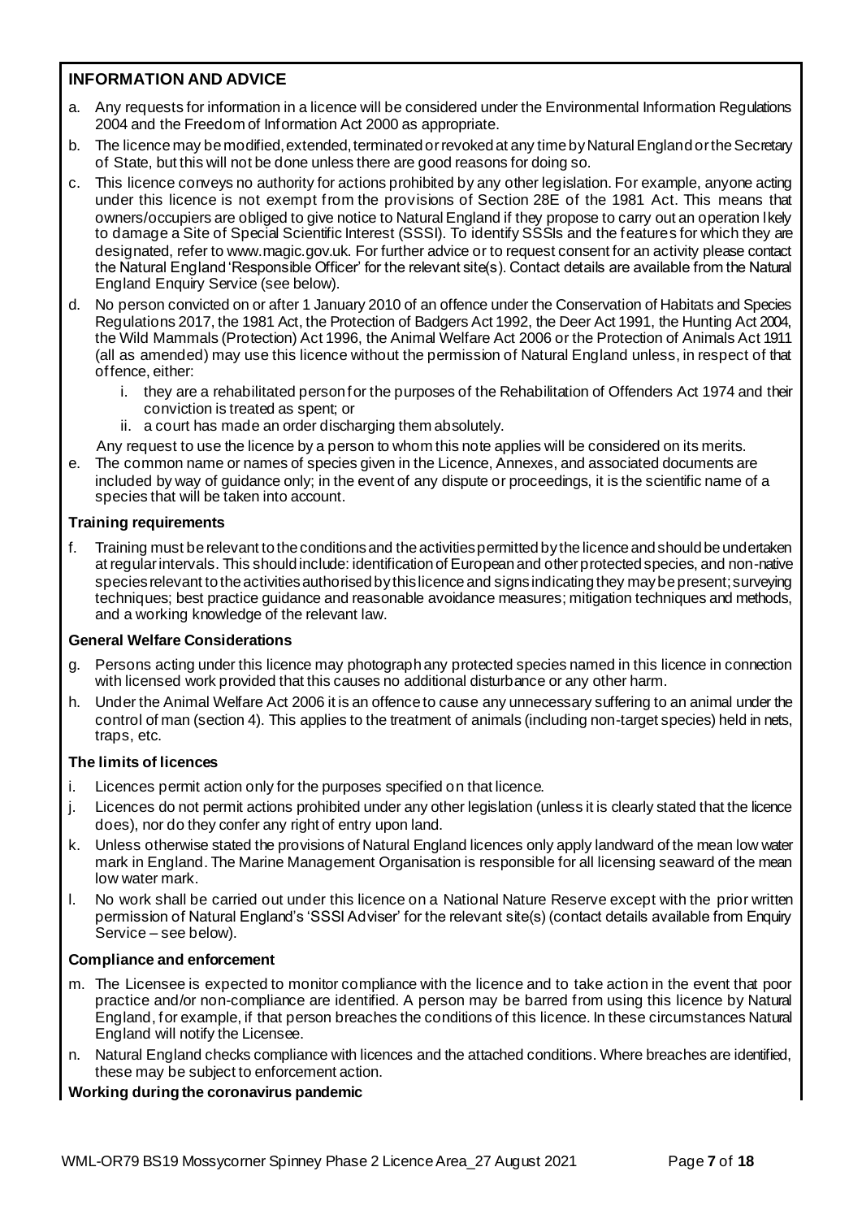## INFORMATION AND ADVICE

a. Any requests for information in a licence will be considered under the Environmental Information Regulations 2004 and the Freedom of Information Act 2000 as appropriate.

b. The licence may be modified, extended, terminated or revoked at any time by Natural England or the Secretary of State, but this will not be done unless there are good reasons for doing so.

c. This licence conveys no authority for actions prohibited by any other legislation. For example, anyone acting under this licence is not exempt from the provisions of Section 28E of the 1981 Act. This means that owners/occupiers are obliged to give notice to Natural England if they propose to carry out an operation lkely to damage a Site of Special Scientific Interest (SSSI). To identify SSSIs and the features for which they are designated, refer to www.magic.gov.uk. For further advice or to request consent for an activity please contact the Natural England 'Responsible Officer' for the relevant site(s). Contact details are available from the Natural England Enquiry Service (see below).

d. No person convicted on or after 1 January 2010 of an offence under the Conservation of Habitats and Species Regulations 2017, the 1981 Act, the Protection of Badgers Act 1992, the Deer Act 1991, the Hunting Act 2004, the Wild Mammals (Protection) Act 1996, the Animal Welfare Act 2006 or the Protection of Animals Act 1911 (all as amended) may use this licence without the permission of Natural England unless, in respect of that offence, either:
   i. they are a rehabilitated person for the purposes of the Rehabilitation of Offenders Act 1974 and their conviction is treated as spent; or
   ii. a court has made an order discharging them absolutely.

   Any request to use the licence by a person to whom this note applies will be considered on its merits.

e. The common name or names of species given in the Licence, Annexes, and associated documents are included by way of guidance only; in the event of any dispute or proceedings, it is the scientific name of a species that will be taken into account.

### Training requirements

f. Training must be relevant to the conditions and the activities permitted by the licence and should be undertaken at regular intervals. This should include: identification of European and other protected species, and non-native species relevant to the activities authorised by this licence and signs indicating they may be present; surveying techniques; best practice guidance and reasonable avoidance measures; mitigation techniques and methods, and a working knowledge of the relevant law.

### General Welfare Considerations

g. Persons acting under this licence may photograph any protected species named in this licence in connection with licensed work provided that this causes no additional disturbance or any other harm.

h. Under the Animal Welfare Act 2006 it is an offence to cause any unnecessary suffering to an animal under the control of man (section 4). This applies to the treatment of animals (including non-target species) held in nets, traps, etc.

### The limits of licences

i. Licences permit action only for the purposes specified on that licence.

j. Licences do not permit actions prohibited under any other legislation (unless it is clearly stated that the licence does), nor do they confer any right of entry upon land.

k. Unless otherwise stated the provisions of Natural England licences only apply landward of the mean low water mark in England. The Marine Management Organisation is responsible for all licensing seaward of the mean low water mark.

l. No work shall be carried out under this licence on a National Nature Reserve except with the prior written permission of Natural England's 'SSSI Adviser' for the relevant site(s) (contact details available from Enquiry Service – see below).

### Compliance and enforcement

m. The Licensee is expected to monitor compliance with the licence and to take action in the event that poor practice and/or non-compliance are identified. A person may be barred from using this licence by Natural England, for example, if that person breaches the conditions of this licence. In these circumstances Natural England will notify the Licensee.

n. Natural England checks compliance with licences and the attached conditions. Where breaches are identified, these may be subject to enforcement action.

### Working during the coronavirus pandemic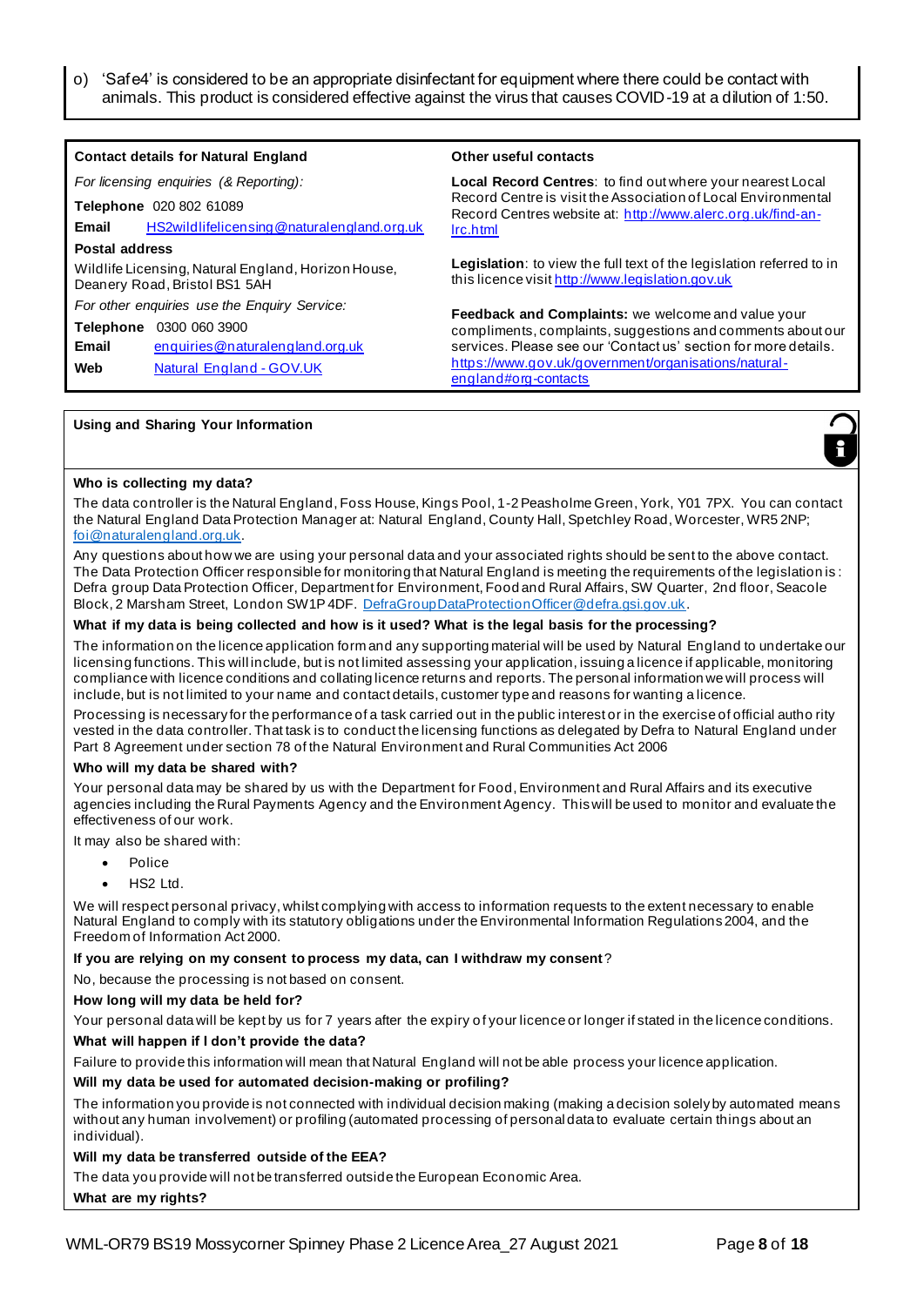o) 'Safe4' is considered to be an appropriate disinfectant for equipment where there could be contact with animals. This product is considered effective against the virus that causes COVID-19 at a dilution of 1:50.

| **Contact details for Natural England** | **Other useful contacts** |
|---|---|
| *For licensing enquiries (& Reporting):*<br>**Telephone** 020 802 61089<br>**Email** HS2wildlifelicensing@naturalengland.org.uk<br>**Postal address**<br>Wildlife Licensing, Natural England, Horizon House, Deanery Road, Bristol BS1 5AH<br>*For other enquiries use the Enquiry Service:*<br>**Telephone** 0300 060 3900<br>**Email** enquiries@naturalengland.org.uk<br>**Web** Natural England - GOV.UK | **Local Record Centres**: to find out where your nearest Local Record Centre is visit the Association of Local Environmental Record Centres website at: http://www.alerc.org.uk/find-an-lrc.html<br>**Legislation**: to view the full text of the legislation referred to in this licence visit http://www.legislation.gov.uk<br>**Feedback and Complaints:** we welcome and value your compliments, complaints, suggestions and comments about our services. Please see our 'Contact us' section for more details. https://www.gov.uk/government/organisations/natural-england#org-contacts |

**Using and Sharing Your Information**

**Who is collecting my data?**

The data controller is the Natural England, Foss House, Kings Pool, 1-2 Peasholme Green, York, Y01 7PX. You can contact the Natural England Data Protection Manager at: Natural England, County Hall, Spetchley Road, Worcester, WR5 2NP; foi@naturalengland.org.uk.

Any questions about how we are using your personal data and your associated rights should be sent to the above contact. The Data Protection Officer responsible for monitoring that Natural England is meeting the requirements of the legislation is: Defra group Data Protection Officer, Department for Environment, Food and Rural Affairs, SW Quarter, 2nd floor, Seacole Block, 2 Marsham Street, London SW1P 4DF. DefraGroupDataProtectionOfficer@defra.gsi.gov.uk.

**What if my data is being collected and how is it used? What is the legal basis for the processing?**

The information on the licence application form and any supporting material will be used by Natural England to undertake our licensing functions. This will include, but is not limited assessing your application, issuing a licence if applicable, monitoring compliance with licence conditions and collating licence returns and reports. The personal information we will process will include, but is not limited to your name and contact details, customer type and reasons for wanting a licence.

Processing is necessary for the performance of a task carried out in the public interest or in the exercise of official authority vested in the data controller. That task is to conduct the licensing functions as delegated by Defra to Natural England under Part 8 Agreement under section 78 of the Natural Environment and Rural Communities Act 2006

**Who will my data be shared with?**

Your personal data may be shared by us with the Department for Food, Environment and Rural Affairs and its executive agencies including the Rural Payments Agency and the Environment Agency. This will be used to monitor and evaluate the effectiveness of our work.

It may also be shared with:

- Police
- HS2 Ltd.

We will respect personal privacy, whilst complying with access to information requests to the extent necessary to enable Natural England to comply with its statutory obligations under the Environmental Information Regulations 2004, and the Freedom of Information Act 2000.

**If you are relying on my consent to process my data, can I withdraw my consent**?

No, because the processing is not based on consent.

**How long will my data be held for?**

Your personal data will be kept by us for 7 years after the expiry of your licence or longer if stated in the licence conditions.

**What will happen if I don't provide the data?**

Failure to provide this information will mean that Natural England will not be able process your licence application.

**Will my data be used for automated decision-making or profiling?**

The information you provide is not connected with individual decision making (making a decision solely by automated means without any human involvement) or profiling (automated processing of personal data to evaluate certain things about an individual).

**Will my data be transferred outside of the EEA?**

The data you provide will not be transferred outside the European Economic Area.

**What are my rights?**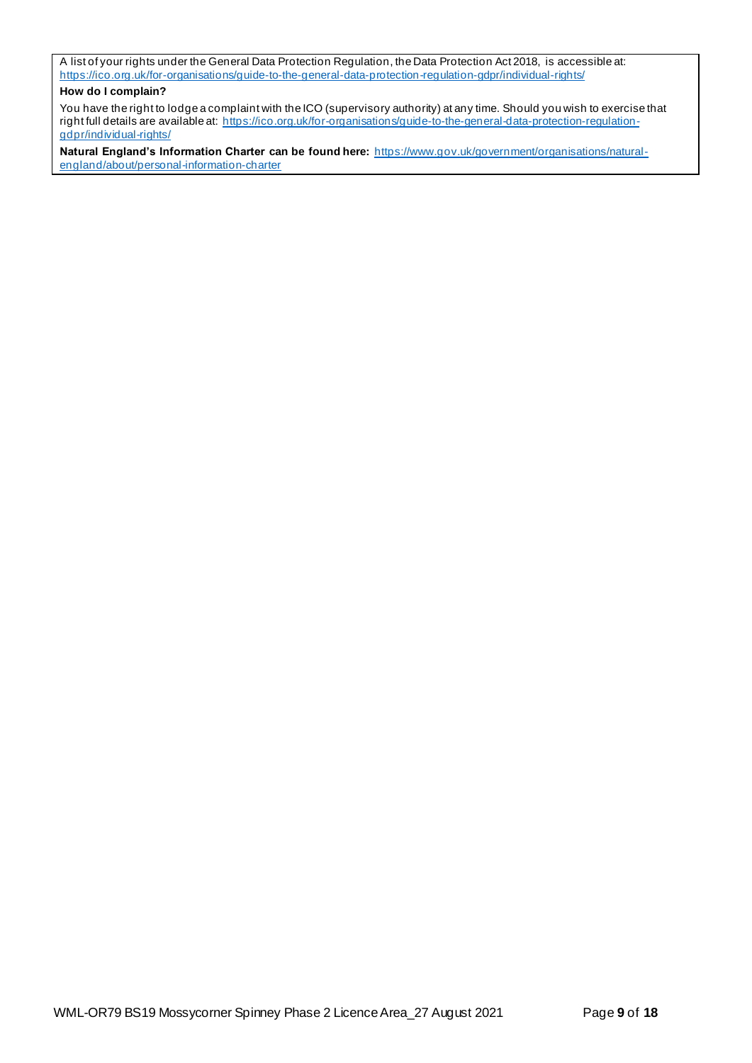A list of your rights under the General Data Protection Regulation, the Data Protection Act 2018, is accessible at: https://ico.org.uk/for-organisations/guide-to-the-general-data-protection-regulation-gdpr/individual-rights/

**How do I complain?**

You have the right to lodge a complaint with the ICO (supervisory authority) at any time. Should you wish to exercise that right full details are available at: https://ico.org.uk/for-organisations/guide-to-the-general-data-protection-regulation-gdpr/individual-rights/

**Natural England's Information Charter can be found here:** https://www.gov.uk/government/organisations/natural-england/about/personal-information-charter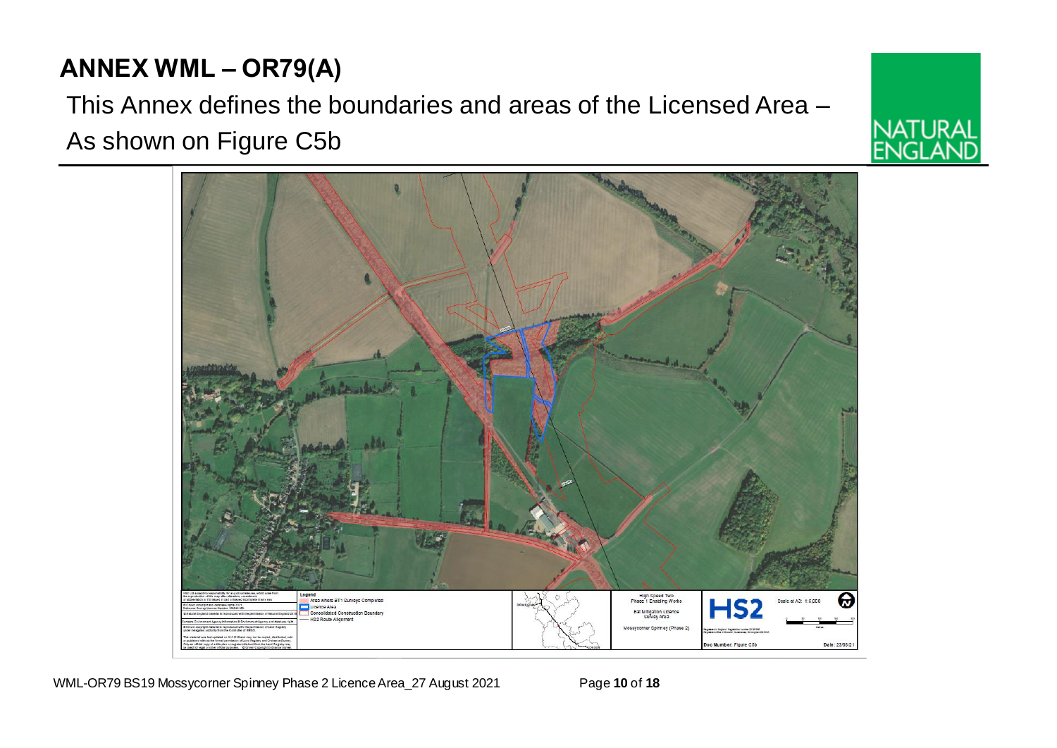# ANNEX WML – OR79(A)

This Annex defines the boundaries and areas of the Licensed Area – As shown on Figure C5b

Legend
Area where BT1 Surveys Completed
Licence Area
Consolidated Construction Boundary
HS2 Route Alignment

High Speed Two
Phase 1 Enabling Works
Bat Mitigation Licence Survey Area
Mossycorner Spinney (Phase 2)

HS2

Scale at A3: 1:6,000

Doc Number: Figure C5b

Date: 23/06/21

WML-OR79 BS19 Mossycorner Spinney Phase 2 Licence Area_27 August 2021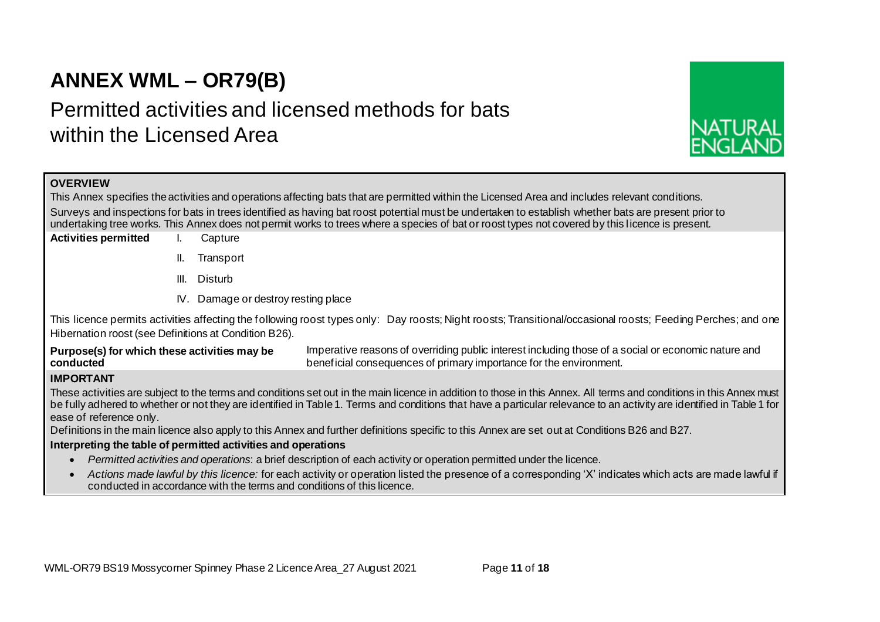# ANNEX WML – OR79(B)

## Permitted activities and licensed methods for bats within the Licensed Area

**OVERVIEW**

This Annex specifies the activities and operations affecting bats that are permitted within the Licensed Area and includes relevant conditions.

Surveys and inspections for bats in trees identified as having bat roost potential must be undertaken to establish whether bats are present prior to undertaking tree works. This Annex does not permit works to trees where a species of bat or roost types not covered by this licence is present.

**Activities permitted**

I. Capture

II. Transport

III. Disturb

IV. Damage or destroy resting place

This licence permits activities affecting the following roost types only: Day roosts; Night roosts; Transitional/occasional roosts; Feeding Perches; and one Hibernation roost (see Definitions at Condition B26).

**Purpose(s) for which these activities may be conducted**: Imperative reasons of overriding public interest including those of a social or economic nature and beneficial consequences of primary importance for the environment.

**IMPORTANT**

These activities are subject to the terms and conditions set out in the main licence in addition to those in this Annex. All terms and conditions in this Annex must be fully adhered to whether or not they are identified in Table 1. Terms and conditions that have a particular relevance to an activity are identified in Table 1 for ease of reference only.

Definitions in the main licence also apply to this Annex and further definitions specific to this Annex are set out at Conditions B26 and B27.

**Interpreting the table of permitted activities and operations**

- *Permitted activities and operations*: a brief description of each activity or operation permitted under the licence.
- *Actions made lawful by this licence:* for each activity or operation listed the presence of a corresponding 'X' indicates which acts are made lawful if conducted in accordance with the terms and conditions of this licence.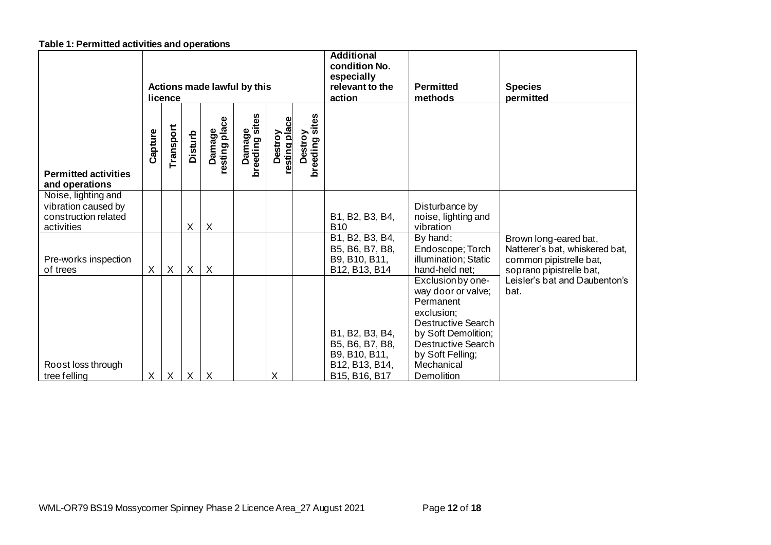**Table 1: Permitted activities and operations**

| Permitted activities and operations | Actions made lawful by this licence | | | | | | | Additional condition No. especially relevant to the action | Permitted methods | Species permitted |
|---|---|---|---|---|---|---|---|---|---|---|
| | Capture | Transport | Disturb | Damage resting place | Damage breeding sites | Destroy resting place | Destroy breeding sites | | | |
| Noise, lighting and vibration caused by construction related activities | | | X | X | | | | B1, B2, B3, B4, B10 | Disturbance by noise, lighting and vibration | Brown long-eared bat, Natterer's bat, whiskered bat, common pipistrelle bat, soprano pipistrelle bat, Leisler's bat and Daubenton's bat. |
| Pre-works inspection of trees | X | X | X | X | | | | B1, B2, B3, B4, B5, B6, B7, B8, B9, B10, B11, B12, B13, B14 | By hand; Endoscope; Torch illumination; Static hand-held net; | |
| Roost loss through tree felling | X | X | X | X | | X | | B1, B2, B3, B4, B5, B6, B7, B8, B9, B10, B11, B12, B13, B14, B15, B16, B17 | Exclusion by one-way door or valve; Permanent exclusion; Destructive Search by Soft Demolition; Destructive Search by Soft Felling; Mechanical Demolition | |

WML-OR79 BS19 Mossycorner Spinney Phase 2 Licence Area_27 August 2021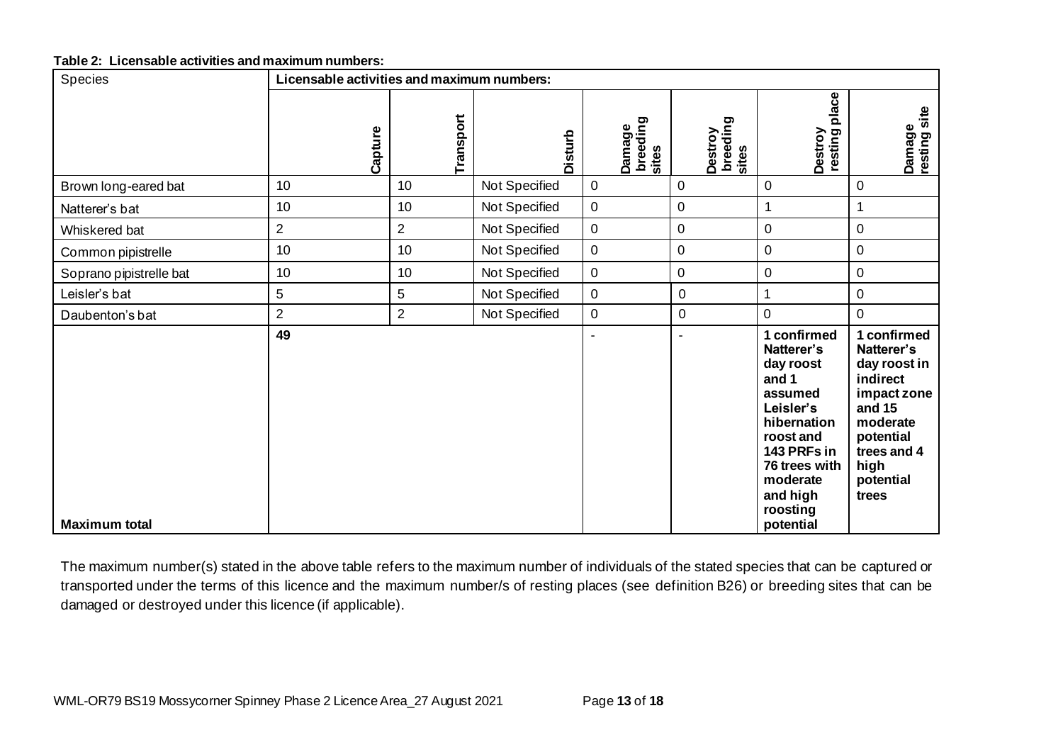**Table 2: Licensable activities and maximum numbers:**

| Species | Licensable activities and maximum numbers: | | | | | | |
|---|---|---|---|---|---|---|---|
| | Capture | Transport | Disturb | Damage breeding sites | Destroy breeding sites | Destroy resting place | Damage resting site |
| Brown long-eared bat | 10 | 10 | Not Specified | 0 | 0 | 0 | 0 |
| Natterer's bat | 10 | 10 | Not Specified | 0 | 0 | 1 | 1 |
| Whiskered bat | 2 | 2 | Not Specified | 0 | 0 | 0 | 0 |
| Common pipistrelle | 10 | 10 | Not Specified | 0 | 0 | 0 | 0 |
| Soprano pipistrelle bat | 10 | 10 | Not Specified | 0 | 0 | 0 | 0 |
| Leisler's bat | 5 | 5 | Not Specified | 0 | 0 | 1 | 0 |
| Daubenton's bat | 2 | 2 | Not Specified | 0 | 0 | 0 | 0 |
| **Maximum total** | **49** | | | - | - | **1 confirmed Natterer's day roost and 1 assumed Leisler's hibernation roost and 143 PRFs in 76 trees with moderate and high roosting potential** | **1 confirmed Natterer's day roost in indirect impact zone and 15 moderate potential trees and 4 high potential trees** |

The maximum number(s) stated in the above table refers to the maximum number of individuals of the stated species that can be captured or transported under the terms of this licence and the maximum number/s of resting places (see definition B26) or breeding sites that can be damaged or destroyed under this licence (if applicable).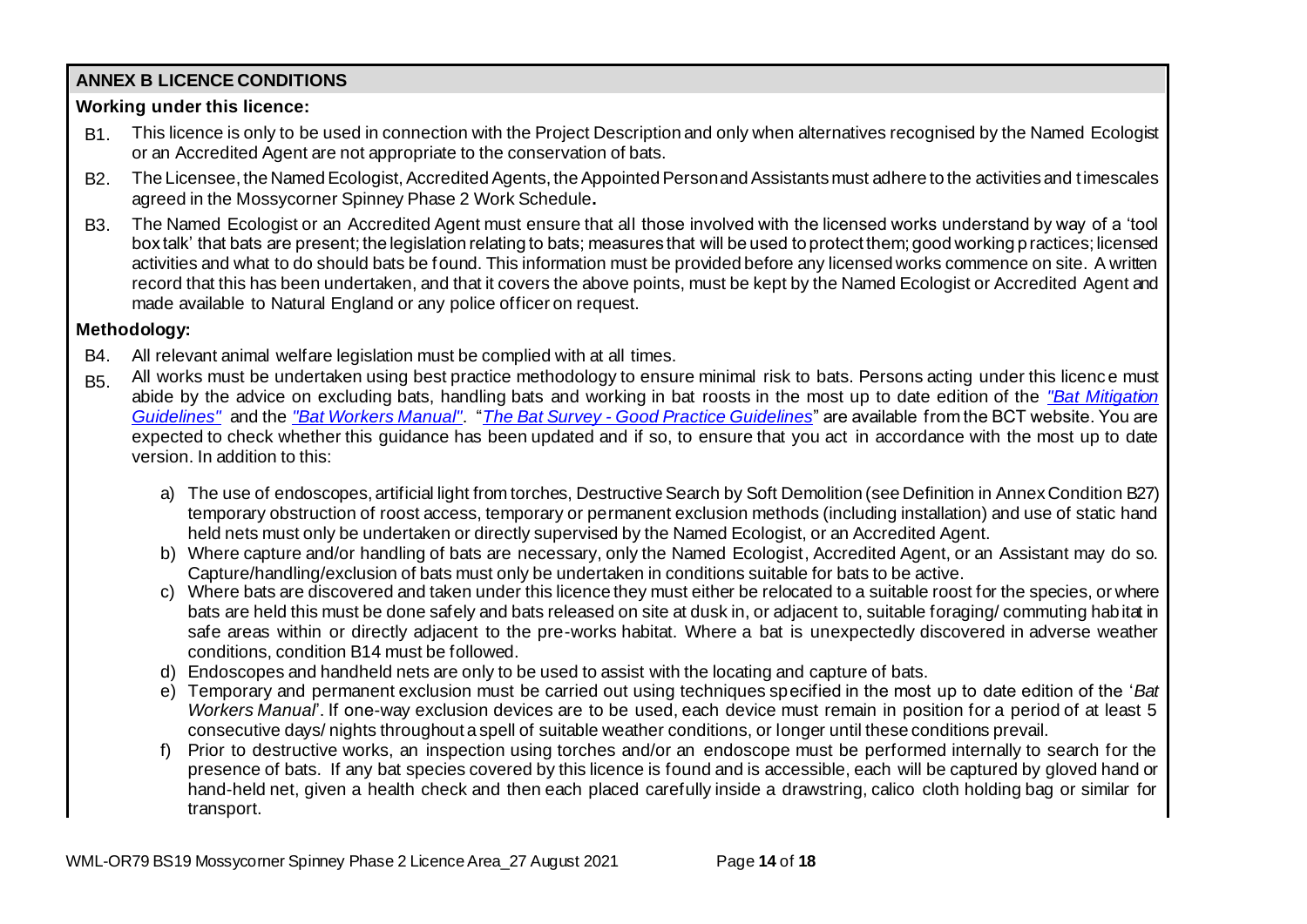## ANNEX B LICENCE CONDITIONS

### Working under this licence:

B1. This licence is only to be used in connection with the Project Description and only when alternatives recognised by the Named Ecologist or an Accredited Agent are not appropriate to the conservation of bats.

B2. The Licensee, the Named Ecologist, Accredited Agents, the Appointed Person and Assistants must adhere to the activities and timescales agreed in the Mossycorner Spinney Phase 2 Work Schedule**.**

B3. The Named Ecologist or an Accredited Agent must ensure that all those involved with the licensed works understand by way of a 'tool box talk' that bats are present; the legislation relating to bats; measures that will be used to protect them; good working practices; licensed activities and what to do should bats be found. This information must be provided before any licensed works commence on site. A written record that this has been undertaken, and that it covers the above points, must be kept by the Named Ecologist or Accredited Agent and made available to Natural England or any police officer on request.

### Methodology:

B4. All relevant animal welfare legislation must be complied with at all times.

B5. All works must be undertaken using best practice methodology to ensure minimal risk to bats. Persons acting under this licence must abide by the advice on excluding bats, handling bats and working in bat roosts in the most up to date edition of the *"Bat Mitigation Guidelines"* and the *"Bat Workers Manual"*. "*The Bat Survey - Good Practice Guidelines*" are available from the BCT website. You are expected to check whether this guidance has been updated and if so, to ensure that you act in accordance with the most up to date version. In addition to this:

a) The use of endoscopes, artificial light from torches, Destructive Search by Soft Demolition (see Definition in Annex Condition B27) temporary obstruction of roost access, temporary or permanent exclusion methods (including installation) and use of static hand held nets must only be undertaken or directly supervised by the Named Ecologist, or an Accredited Agent.

b) Where capture and/or handling of bats are necessary, only the Named Ecologist, Accredited Agent, or an Assistant may do so. Capture/handling/exclusion of bats must only be undertaken in conditions suitable for bats to be active.

c) Where bats are discovered and taken under this licence they must either be relocated to a suitable roost for the species, or where bats are held this must be done safely and bats released on site at dusk in, or adjacent to, suitable foraging/ commuting habitat in safe areas within or directly adjacent to the pre-works habitat. Where a bat is unexpectedly discovered in adverse weather conditions, condition B14 must be followed.

d) Endoscopes and handheld nets are only to be used to assist with the locating and capture of bats.

e) Temporary and permanent exclusion must be carried out using techniques specified in the most up to date edition of the '*Bat Workers Manual*'. If one-way exclusion devices are to be used, each device must remain in position for a period of at least 5 consecutive days/ nights throughout a spell of suitable weather conditions, or longer until these conditions prevail.

f) Prior to destructive works, an inspection using torches and/or an endoscope must be performed internally to search for the presence of bats. If any bat species covered by this licence is found and is accessible, each will be captured by gloved hand or hand-held net, given a health check and then each placed carefully inside a drawstring, calico cloth holding bag or similar for transport.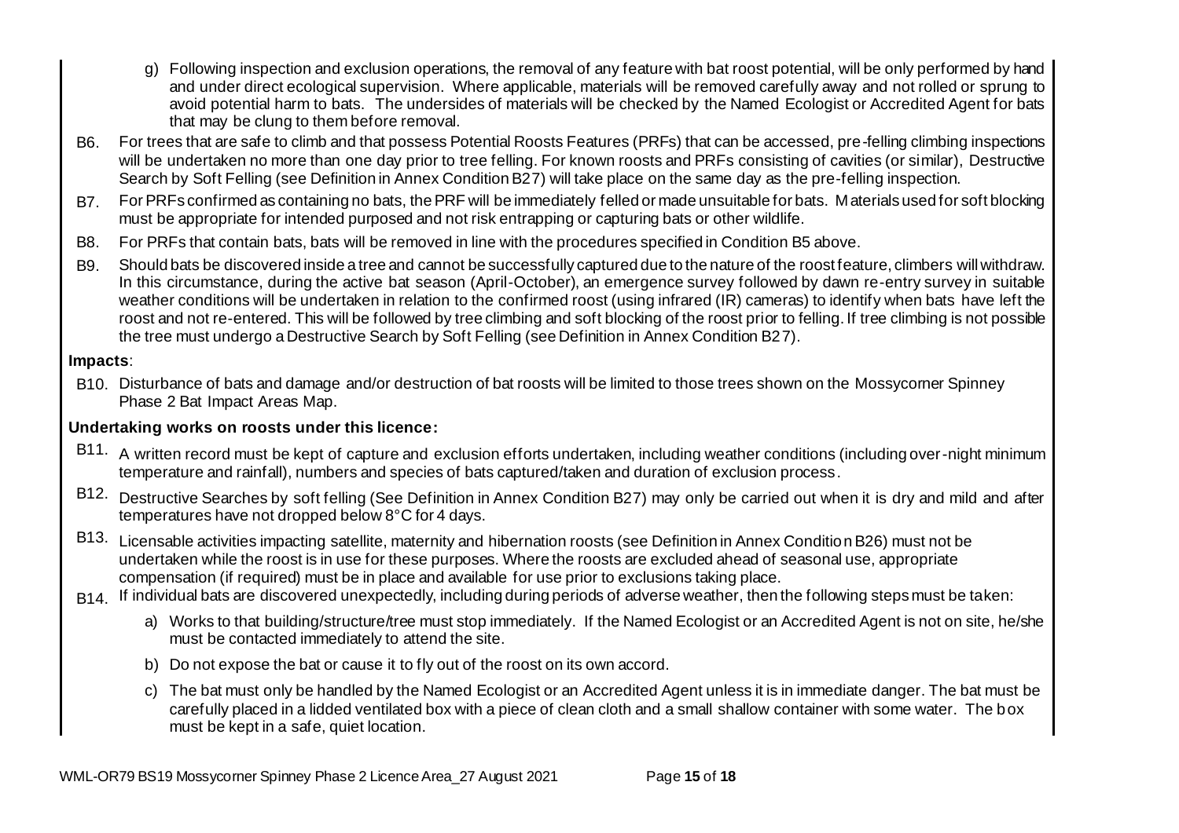g) Following inspection and exclusion operations, the removal of any feature with bat roost potential, will be only performed by hand and under direct ecological supervision. Where applicable, materials will be removed carefully away and not rolled or sprung to avoid potential harm to bats. The undersides of materials will be checked by the Named Ecologist or Accredited Agent for bats that may be clung to them before removal.

B6. For trees that are safe to climb and that possess Potential Roosts Features (PRFs) that can be accessed, pre-felling climbing inspections will be undertaken no more than one day prior to tree felling. For known roosts and PRFs consisting of cavities (or similar), Destructive Search by Soft Felling (see Definition in Annex Condition B27) will take place on the same day as the pre-felling inspection.

B7. For PRFs confirmed as containing no bats, the PRF will be immediately felled or made unsuitable for bats. Materials used for soft blocking must be appropriate for intended purposed and not risk entrapping or capturing bats or other wildlife.

B8. For PRFs that contain bats, bats will be removed in line with the procedures specified in Condition B5 above.

B9. Should bats be discovered inside a tree and cannot be successfully captured due to the nature of the roost feature, climbers will withdraw. In this circumstance, during the active bat season (April-October), an emergence survey followed by dawn re-entry survey in suitable weather conditions will be undertaken in relation to the confirmed roost (using infrared (IR) cameras) to identify when bats have left the roost and not re-entered. This will be followed by tree climbing and soft blocking of the roost prior to felling. If tree climbing is not possible the tree must undergo a Destructive Search by Soft Felling (see Definition in Annex Condition B27).

**Impacts**:

B10. Disturbance of bats and damage and/or destruction of bat roosts will be limited to those trees shown on the Mossycorner Spinney Phase 2 Bat Impact Areas Map.

**Undertaking works on roosts under this licence:**

B11. A written record must be kept of capture and exclusion efforts undertaken, including weather conditions (including over-night minimum temperature and rainfall), numbers and species of bats captured/taken and duration of exclusion process.

B12. Destructive Searches by soft felling (See Definition in Annex Condition B27) may only be carried out when it is dry and mild and after temperatures have not dropped below 8°C for 4 days.

B13. Licensable activities impacting satellite, maternity and hibernation roosts (see Definition in Annex Condition B26) must not be undertaken while the roost is in use for these purposes. Where the roosts are excluded ahead of seasonal use, appropriate compensation (if required) must be in place and available for use prior to exclusions taking place.

B14. If individual bats are discovered unexpectedly, including during periods of adverse weather, then the following steps must be taken:

a) Works to that building/structure/tree must stop immediately. If the Named Ecologist or an Accredited Agent is not on site, he/she must be contacted immediately to attend the site.

b) Do not expose the bat or cause it to fly out of the roost on its own accord.

c) The bat must only be handled by the Named Ecologist or an Accredited Agent unless it is in immediate danger. The bat must be carefully placed in a lidded ventilated box with a piece of clean cloth and a small shallow container with some water. The box must be kept in a safe, quiet location.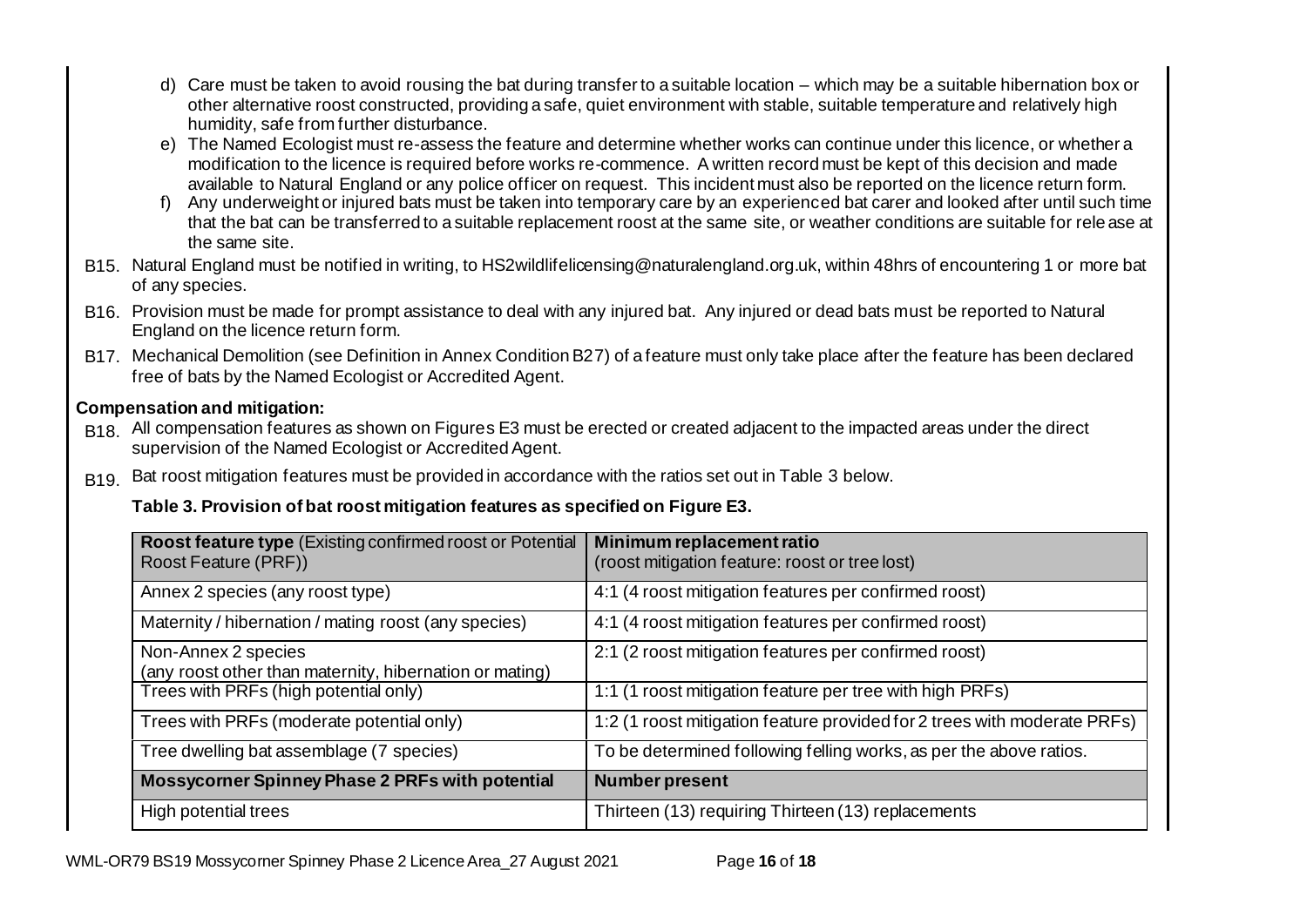d) Care must be taken to avoid rousing the bat during transfer to a suitable location – which may be a suitable hibernation box or other alternative roost constructed, providing a safe, quiet environment with stable, suitable temperature and relatively high humidity, safe from further disturbance.

e) The Named Ecologist must re-assess the feature and determine whether works can continue under this licence, or whether a modification to the licence is required before works re-commence. A written record must be kept of this decision and made available to Natural England or any police officer on request. This incident must also be reported on the licence return form.

f) Any underweight or injured bats must be taken into temporary care by an experienced bat carer and looked after until such time that the bat can be transferred to a suitable replacement roost at the same site, or weather conditions are suitable for release at the same site.

B15. Natural England must be notified in writing, to HS2wildlifelicensing@naturalengland.org.uk, within 48hrs of encountering 1 or more bat of any species.

B16. Provision must be made for prompt assistance to deal with any injured bat. Any injured or dead bats must be reported to Natural England on the licence return form.

B17. Mechanical Demolition (see Definition in Annex Condition B27) of a feature must only take place after the feature has been declared free of bats by the Named Ecologist or Accredited Agent.

**Compensation and mitigation:**

B18. All compensation features as shown on Figures E3 must be erected or created adjacent to the impacted areas under the direct supervision of the Named Ecologist or Accredited Agent.

B19. Bat roost mitigation features must be provided in accordance with the ratios set out in Table 3 below.

**Table 3. Provision of bat roost mitigation features as specified on Figure E3.**

| **Roost feature type** (Existing confirmed roost or Potential Roost Feature (PRF)) | **Minimum replacement ratio** (roost mitigation feature: roost or tree lost) |
|---|---|
| Annex 2 species (any roost type) | 4:1 (4 roost mitigation features per confirmed roost) |
| Maternity / hibernation / mating roost (any species) | 4:1 (4 roost mitigation features per confirmed roost) |
| Non-Annex 2 species (any roost other than maternity, hibernation or mating) | 2:1 (2 roost mitigation features per confirmed roost) |
| Trees with PRFs (high potential only) | 1:1 (1 roost mitigation feature per tree with high PRFs) |
| Trees with PRFs (moderate potential only) | 1:2 (1 roost mitigation feature provided for 2 trees with moderate PRFs) |
| Tree dwelling bat assemblage (7 species) | To be determined following felling works, as per the above ratios. |
| **Mossycorner Spinney Phase 2 PRFs with potential** | **Number present** |
| High potential trees | Thirteen (13) requiring Thirteen (13) replacements |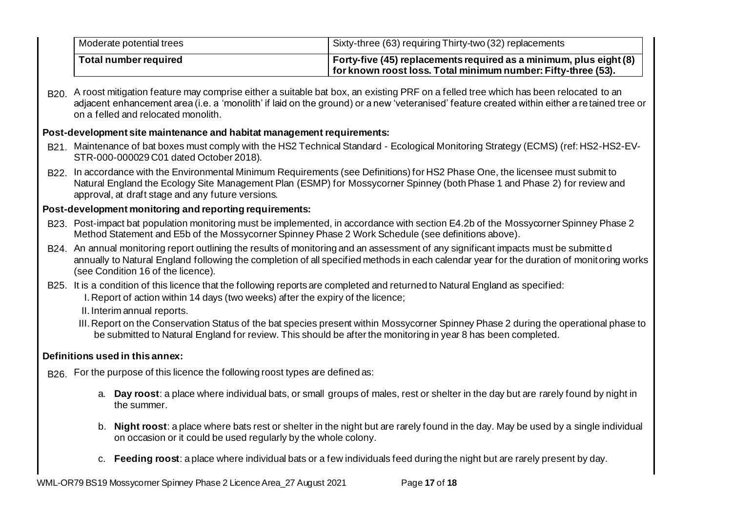| | |
|---|---|
| Moderate potential trees | Sixty-three (63) requiring Thirty-two (32) replacements |
| **Total number required** | **Forty-five (45) replacements required as a minimum, plus eight (8) for known roost loss. Total minimum number: Fifty-three (53).** |

B20. A roost mitigation feature may comprise either a suitable bat box, an existing PRF on a felled tree which has been relocated to an adjacent enhancement area (i.e. a 'monolith' if laid on the ground) or a new 'veteranised' feature created within either a retained tree or on a felled and relocated monolith.

**Post-development site maintenance and habitat management requirements:**

B21. Maintenance of bat boxes must comply with the HS2 Technical Standard - Ecological Monitoring Strategy (ECMS) (ref: HS2-HS2-EV-STR-000-000029 C01 dated October 2018).

B22. In accordance with the Environmental Minimum Requirements (see Definitions) for HS2 Phase One, the licensee must submit to Natural England the Ecology Site Management Plan (ESMP) for Mossycorner Spinney (both Phase 1 and Phase 2) for review and approval, at draft stage and any future versions.

**Post-development monitoring and reporting requirements:**

B23. Post-impact bat population monitoring must be implemented, in accordance with section E4.2b of the Mossycorner Spinney Phase 2 Method Statement and E5b of the Mossycorner Spinney Phase 2 Work Schedule (see definitions above).

B24. An annual monitoring report outlining the results of monitoring and an assessment of any significant impacts must be submitted annually to Natural England following the completion of all specified methods in each calendar year for the duration of monitoring works (see Condition 16 of the licence).

B25. It is a condition of this licence that the following reports are completed and returned to Natural England as specified:

I. Report of action within 14 days (two weeks) after the expiry of the licence;

II. Interim annual reports.

III. Report on the Conservation Status of the bat species present within Mossycorner Spinney Phase 2 during the operational phase to be submitted to Natural England for review. This should be after the monitoring in year 8 has been completed.

**Definitions used in this annex:**

B26. For the purpose of this licence the following roost types are defined as:

a. **Day roost**: a place where individual bats, or small groups of males, rest or shelter in the day but are rarely found by night in the summer.

b. **Night roost**: a place where bats rest or shelter in the night but are rarely found in the day. May be used by a single individual on occasion or it could be used regularly by the whole colony.

c. **Feeding roost**: a place where individual bats or a few individuals feed during the night but are rarely present by day.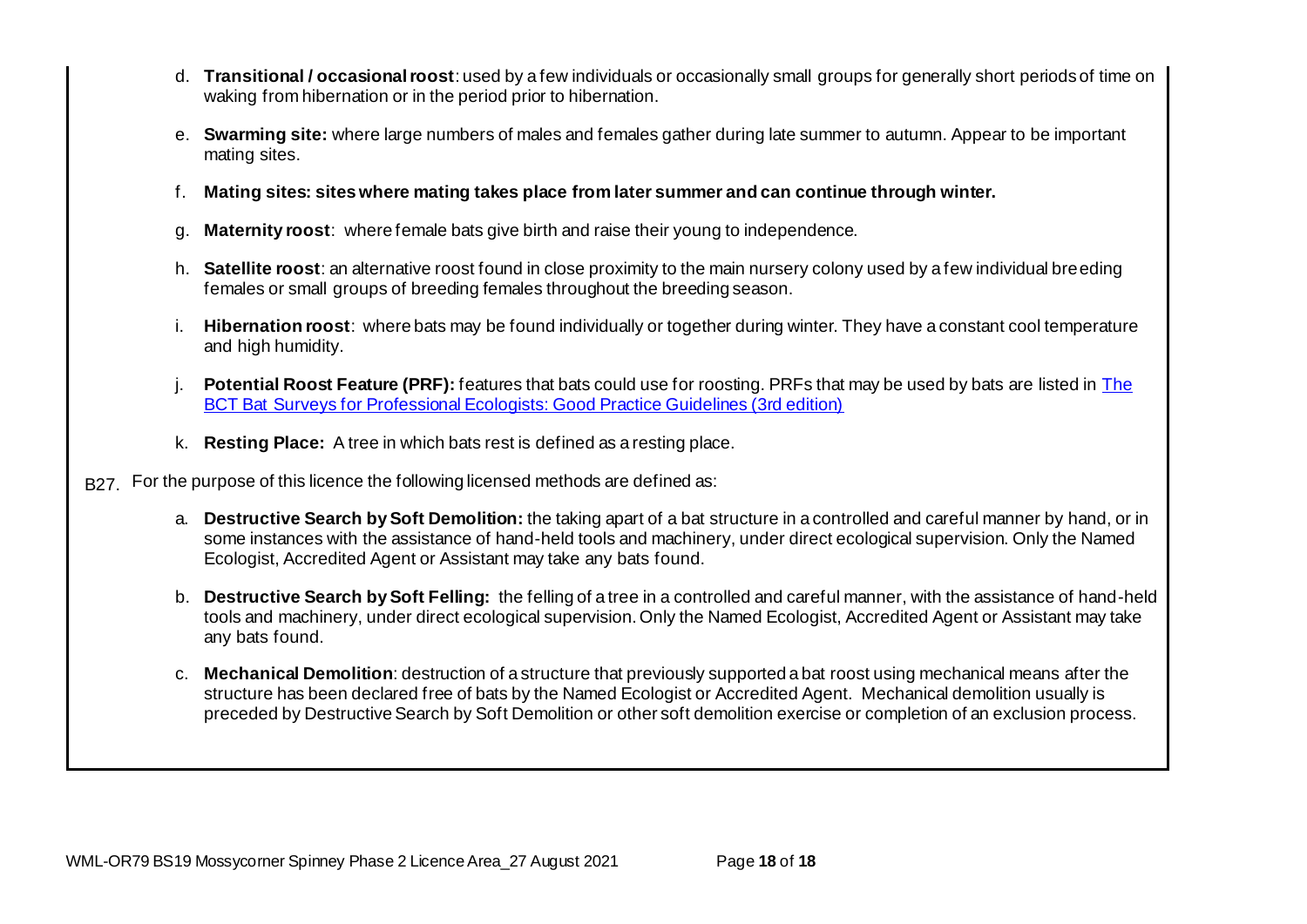d. **Transitional / occasional roost**: used by a few individuals or occasionally small groups for generally short periods of time on waking from hibernation or in the period prior to hibernation.

e. **Swarming site:** where large numbers of males and females gather during late summer to autumn. Appear to be important mating sites.

f. **Mating sites: sites where mating takes place from later summer and can continue through winter.**

g. **Maternity roost**: where female bats give birth and raise their young to independence.

h. **Satellite roost**: an alternative roost found in close proximity to the main nursery colony used by a few individual breeding females or small groups of breeding females throughout the breeding season.

i. **Hibernation roost**: where bats may be found individually or together during winter. They have a constant cool temperature and high humidity.

j. **Potential Roost Feature (PRF):** features that bats could use for roosting. PRFs that may be used by bats are listed in [The BCT Bat Surveys for Professional Ecologists: Good Practice Guidelines (3rd edition)]

k. **Resting Place:** A tree in which bats rest is defined as a resting place.

B27. For the purpose of this licence the following licensed methods are defined as:

a. **Destructive Search by Soft Demolition:** the taking apart of a bat structure in a controlled and careful manner by hand, or in some instances with the assistance of hand-held tools and machinery, under direct ecological supervision. Only the Named Ecologist, Accredited Agent or Assistant may take any bats found.

b. **Destructive Search by Soft Felling:** the felling of a tree in a controlled and careful manner, with the assistance of hand-held tools and machinery, under direct ecological supervision. Only the Named Ecologist, Accredited Agent or Assistant may take any bats found.

c. **Mechanical Demolition**: destruction of a structure that previously supported a bat roost using mechanical means after the structure has been declared free of bats by the Named Ecologist or Accredited Agent. Mechanical demolition usually is preceded by Destructive Search by Soft Demolition or other soft demolition exercise or completion of an exclusion process.